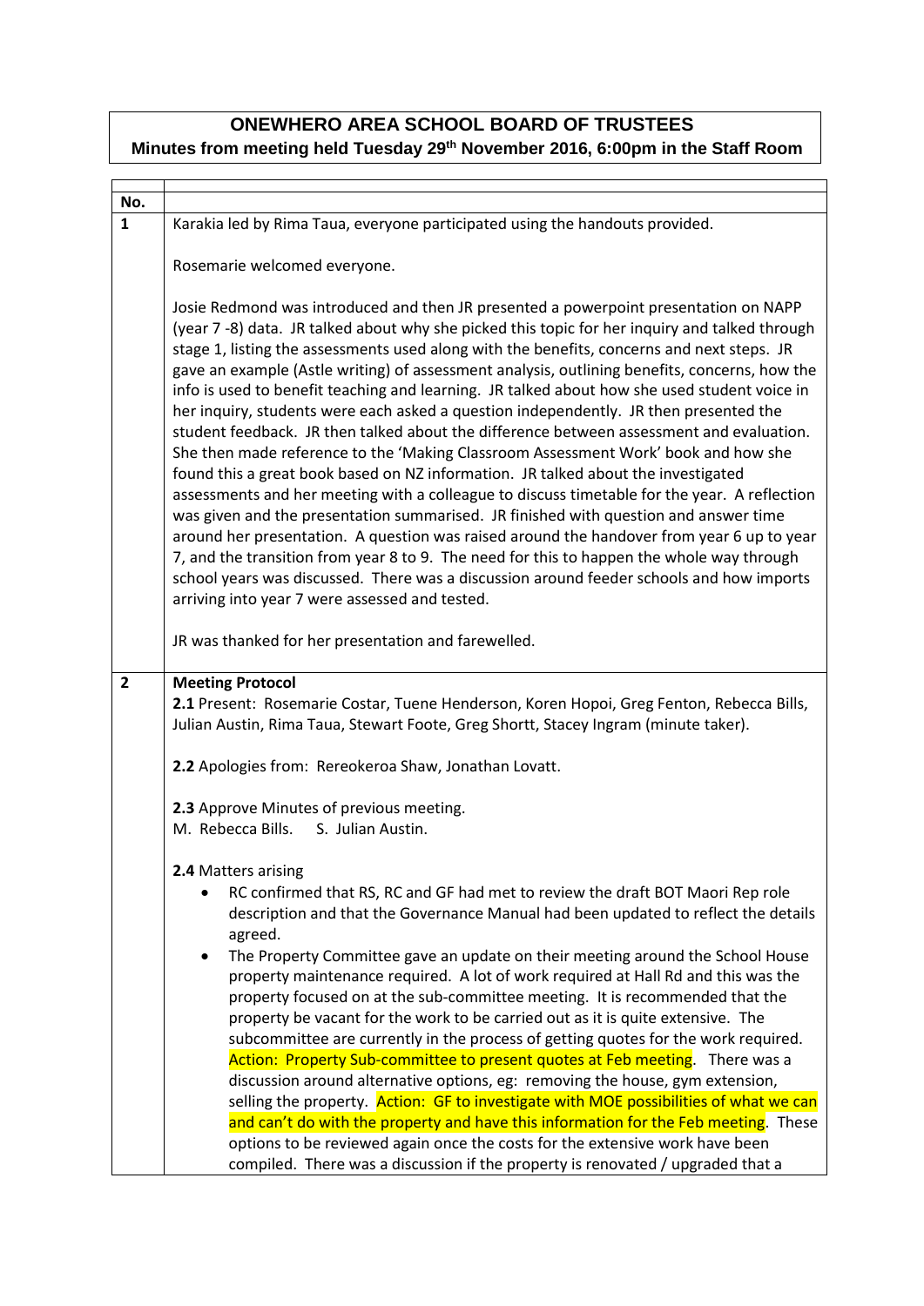# ONEWHERO AREA SCHOOL BOARD OF TRUSTEES

## Minutes from meeting held Tuesday 29th November 2016, 6:00pm in the Staff Room

| No. | |
|---|---|
| 1 | Karakia led by Rima Taua, everyone participated using the handouts provided.<br><br>Rosemarie welcomed everyone.<br><br>Josie Redmond was introduced and then JR presented a powerpoint presentation on NAPP (year 7 -8) data. JR talked about why she picked this topic for her inquiry and talked through stage 1, listing the assessments used along with the benefits, concerns and next steps. JR gave an example (Astle writing) of assessment analysis, outlining benefits, concerns, how the info is used to benefit teaching and learning. JR talked about how she used student voice in her inquiry, students were each asked a question independently. JR then presented the student feedback. JR then talked about the difference between assessment and evaluation. She then made reference to the 'Making Classroom Assessment Work' book and how she found this a great book based on NZ information. JR talked about the investigated assessments and her meeting with a colleague to discuss timetable for the year. A reflection was given and the presentation summarised. JR finished with question and answer time around her presentation. A question was raised around the handover from year 6 up to year 7, and the transition from year 8 to 9. The need for this to happen the whole way through school years was discussed. There was a discussion around feeder schools and how imports arriving into year 7 were assessed and tested.<br><br>JR was thanked for her presentation and farewelled. |
| 2 | **Meeting Protocol**<br>**2.1** Present: Rosemarie Costar, Tuene Henderson, Koren Hopoi, Greg Fenton, Rebecca Bills, Julian Austin, Rima Taua, Stewart Foote, Greg Shortt, Stacey Ingram (minute taker).<br><br>**2.2** Apologies from: Rereokeroa Shaw, Jonathan Lovatt.<br><br>**2.3** Approve Minutes of previous meeting.<br>M. Rebecca Bills. S. Julian Austin.<br><br>**2.4** Matters arising<br>• RC confirmed that RS, RC and GF had met to review the draft BOT Maori Rep role description and that the Governance Manual had been updated to reflect the details agreed.<br>• The Property Committee gave an update on their meeting around the School House property maintenance required. A lot of work required at Hall Rd and this was the property focused on at the sub-committee meeting. It is recommended that the property be vacant for the work to be carried out as it is quite extensive. The subcommittee are currently in the process of getting quotes for the work required. Action: Property Sub-committee to present quotes at Feb meeting. There was a discussion around alternative options, eg: removing the house, gym extension, selling the property. Action: GF to investigate with MOE possibilities of what we can and can't do with the property and have this information for the Feb meeting. These options to be reviewed again once the costs for the extensive work have been compiled. There was a discussion if the property is renovated / upgraded that a |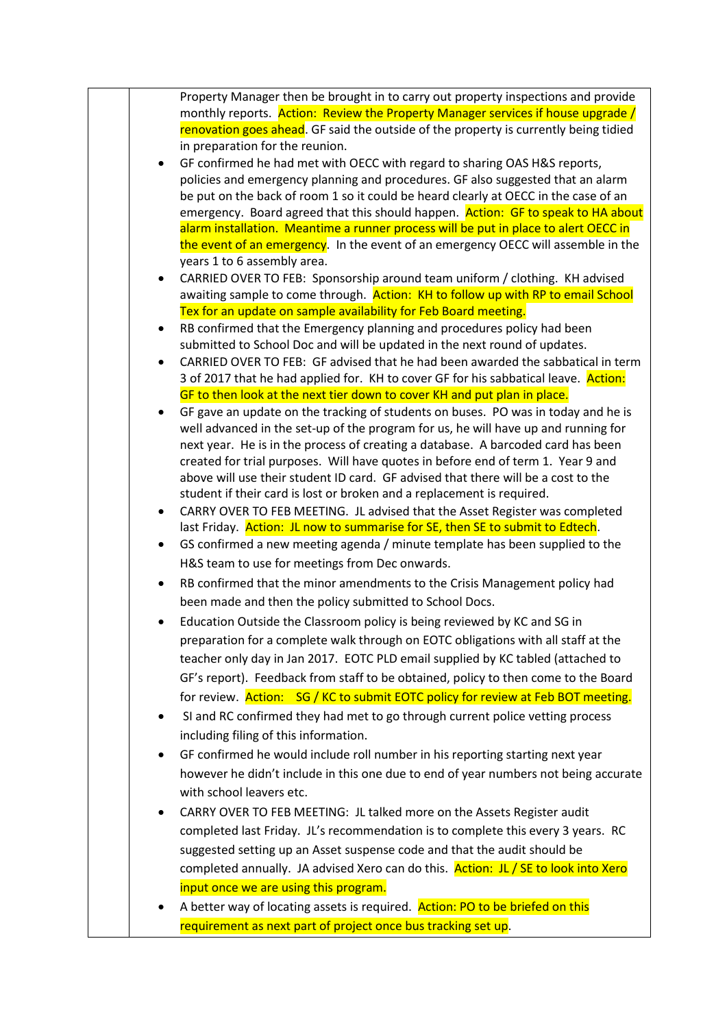| | |
|---|---|
| | Property Manager then be brought in to carry out property inspections and provide monthly reports. Action: Review the Property Manager services if house upgrade / renovation goes ahead. GF said the outside of the property is currently being tidied in preparation for the reunion.<br>• GF confirmed he had met with OECC with regard to sharing OAS H&S reports, policies and emergency planning and procedures. GF also suggested that an alarm be put on the back of room 1 so it could be heard clearly at OECC in the case of an emergency. Board agreed that this should happen. Action: GF to speak to HA about alarm installation. Meantime a runner process will be put in place to alert OECC in the event of an emergency. In the event of an emergency OECC will assemble in the years 1 to 6 assembly area.<br>• CARRIED OVER TO FEB: Sponsorship around team uniform / clothing. KH advised awaiting sample to come through. Action: KH to follow up with RP to email School Tex for an update on sample availability for Feb Board meeting.<br>• RB confirmed that the Emergency planning and procedures policy had been submitted to School Doc and will be updated in the next round of updates.<br>• CARRIED OVER TO FEB: GF advised that he had been awarded the sabbatical in term 3 of 2017 that he had applied for. KH to cover GF for his sabbatical leave. Action: GF to then look at the next tier down to cover KH and put plan in place.<br>• GF gave an update on the tracking of students on buses. PO was in today and he is well advanced in the set-up of the program for us, he will have up and running for next year. He is in the process of creating a database. A barcoded card has been created for trial purposes. Will have quotes in before end of term 1. Year 9 and above will use their student ID card. GF advised that there will be a cost to the student if their card is lost or broken and a replacement is required.<br>• CARRY OVER TO FEB MEETING. JL advised that the Asset Register was completed last Friday. Action: JL now to summarise for SE, then SE to submit to Edtech.<br>• GS confirmed a new meeting agenda / minute template has been supplied to the H&S team to use for meetings from Dec onwards.<br>• RB confirmed that the minor amendments to the Crisis Management policy had been made and then the policy submitted to School Docs.<br>• Education Outside the Classroom policy is being reviewed by KC and SG in preparation for a complete walk through on EOTC obligations with all staff at the teacher only day in Jan 2017. EOTC PLD email supplied by KC tabled (attached to GF's report). Feedback from staff to be obtained, policy to then come to the Board for review. Action: SG / KC to submit EOTC policy for review at Feb BOT meeting.<br>• SI and RC confirmed they had met to go through current police vetting process including filing of this information.<br>• GF confirmed he would include roll number in his reporting starting next year however he didn't include in this one due to end of year numbers not being accurate with school leavers etc.<br>• CARRY OVER TO FEB MEETING: JL talked more on the Assets Register audit completed last Friday. JL's recommendation is to complete this every 3 years. RC suggested setting up an Asset suspense code and that the audit should be completed annually. JA advised Xero can do this. Action: JL / SE to look into Xero input once we are using this program.<br>• A better way of locating assets is required. Action: PO to be briefed on this requirement as next part of project once bus tracking set up. |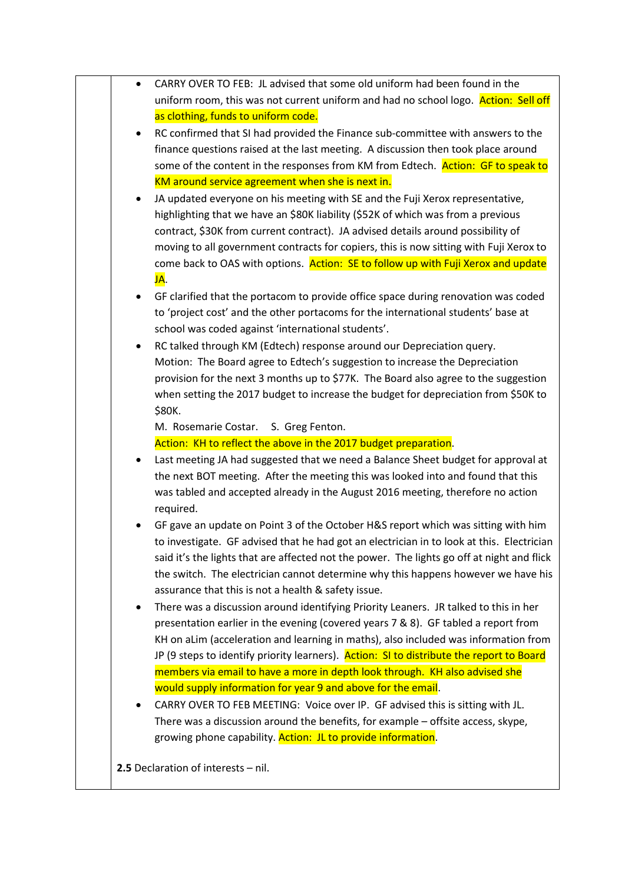- CARRY OVER TO FEB: JL advised that some old uniform had been found in the uniform room, this was not current uniform and had no school logo. Action: Sell off as clothing, funds to uniform code.
- RC confirmed that SI had provided the Finance sub-committee with answers to the finance questions raised at the last meeting. A discussion then took place around some of the content in the responses from KM from Edtech. Action: GF to speak to KM around service agreement when she is next in.
- JA updated everyone on his meeting with SE and the Fuji Xerox representative, highlighting that we have an $80K liability ($52K of which was from a previous contract, $30K from current contract). JA advised details around possibility of moving to all government contracts for copiers, this is now sitting with Fuji Xerox to come back to OAS with options. Action: SE to follow up with Fuji Xerox and update JA.
- GF clarified that the portacom to provide office space during renovation was coded to 'project cost' and the other portacoms for the international students' base at school was coded against 'international students'.
- RC talked through KM (Edtech) response around our Depreciation query.
  Motion: The Board agree to Edtech's suggestion to increase the Depreciation provision for the next 3 months up to $77K. The Board also agree to the suggestion when setting the 2017 budget to increase the budget for depreciation from $50K to $80K.
  M. Rosemarie Costar. S. Greg Fenton.
  Action: KH to reflect the above in the 2017 budget preparation.
- Last meeting JA had suggested that we need a Balance Sheet budget for approval at the next BOT meeting. After the meeting this was looked into and found that this was tabled and accepted already in the August 2016 meeting, therefore no action required.
- GF gave an update on Point 3 of the October H&S report which was sitting with him to investigate. GF advised that he had got an electrician in to look at this. Electrician said it's the lights that are affected not the power. The lights go off at night and flick the switch. The electrician cannot determine why this happens however we have his assurance that this is not a health & safety issue.
- There was a discussion around identifying Priority Leaners. JR talked to this in her presentation earlier in the evening (covered years 7 & 8). GF tabled a report from KH on aLim (acceleration and learning in maths), also included was information from JP (9 steps to identify priority learners). Action: SI to distribute the report to Board members via email to have a more in depth look through. KH also advised she would supply information for year 9 and above for the email.
- CARRY OVER TO FEB MEETING: Voice over IP. GF advised this is sitting with JL. There was a discussion around the benefits, for example – offsite access, skype, growing phone capability. Action: JL to provide information.

**2.5** Declaration of interests – nil.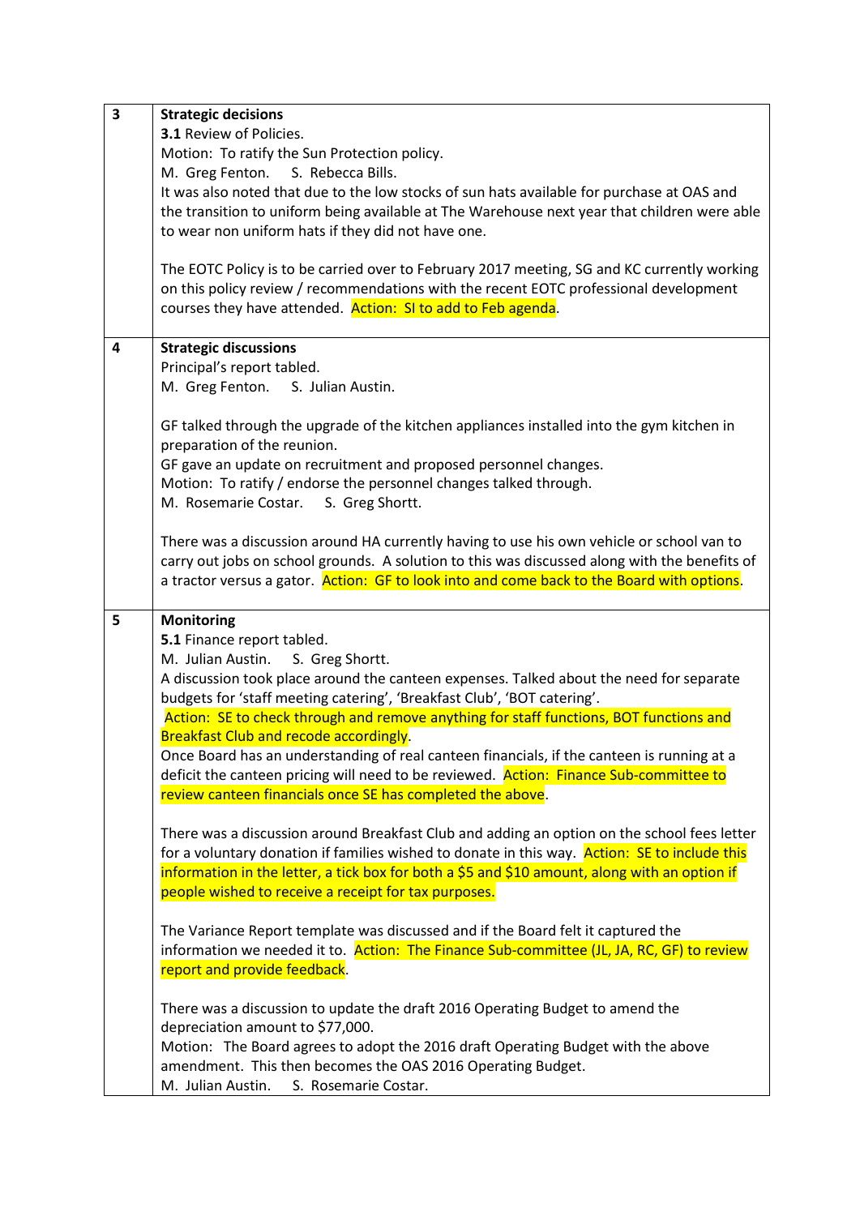| | |
|---|---|
| **3** | **Strategic decisions**<br>**3.1** Review of Policies.<br>Motion: To ratify the Sun Protection policy.<br>M. Greg Fenton. S. Rebecca Bills.<br>It was also noted that due to the low stocks of sun hats available for purchase at OAS and the transition to uniform being available at The Warehouse next year that children were able to wear non uniform hats if they did not have one.<br><br>The EOTC Policy is to be carried over to February 2017 meeting, SG and KC currently working on this policy review / recommendations with the recent EOTC professional development courses they have attended. Action: SI to add to Feb agenda. |
| **4** | **Strategic discussions**<br>Principal's report tabled.<br>M. Greg Fenton. S. Julian Austin.<br><br>GF talked through the upgrade of the kitchen appliances installed into the gym kitchen in preparation of the reunion.<br>GF gave an update on recruitment and proposed personnel changes.<br>Motion: To ratify / endorse the personnel changes talked through.<br>M. Rosemarie Costar. S. Greg Shortt.<br><br>There was a discussion around HA currently having to use his own vehicle or school van to carry out jobs on school grounds. A solution to this was discussed along with the benefits of a tractor versus a gator. Action: GF to look into and come back to the Board with options. |
| **5** | **Monitoring**<br>**5.1** Finance report tabled.<br>M. Julian Austin. S. Greg Shortt.<br>A discussion took place around the canteen expenses. Talked about the need for separate budgets for 'staff meeting catering', 'Breakfast Club', 'BOT catering'.<br>Action: SE to check through and remove anything for staff functions, BOT functions and Breakfast Club and recode accordingly.<br>Once Board has an understanding of real canteen financials, if the canteen is running at a deficit the canteen pricing will need to be reviewed. Action: Finance Sub-committee to review canteen financials once SE has completed the above.<br><br>There was a discussion around Breakfast Club and adding an option on the school fees letter for a voluntary donation if families wished to donate in this way. Action: SE to include this information in the letter, a tick box for both a $5 and $10 amount, along with an option if people wished to receive a receipt for tax purposes.<br><br>The Variance Report template was discussed and if the Board felt it captured the information we needed it to. Action: The Finance Sub-committee (JL, JA, RC, GF) to review report and provide feedback.<br><br>There was a discussion to update the draft 2016 Operating Budget to amend the depreciation amount to $77,000.<br>Motion: The Board agrees to adopt the 2016 draft Operating Budget with the above amendment. This then becomes the OAS 2016 Operating Budget.<br>M. Julian Austin. S. Rosemarie Costar. |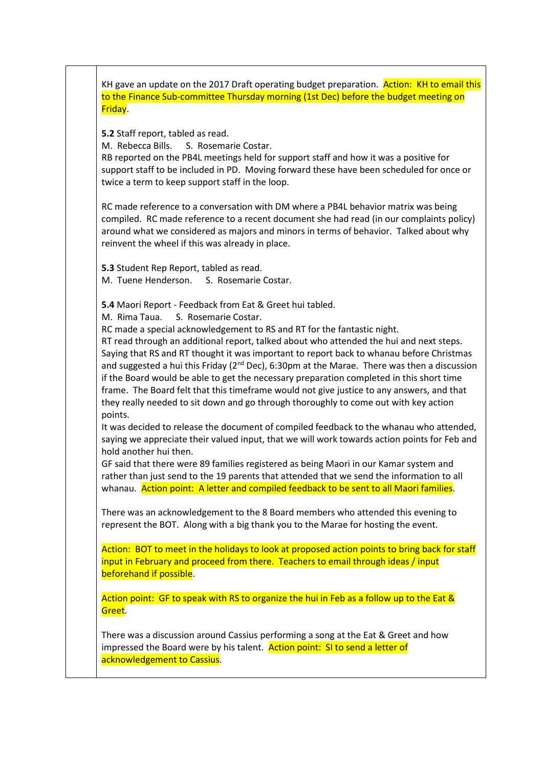KH gave an update on the 2017 Draft operating budget preparation. Action: KH to email this to the Finance Sub-committee Thursday morning (1st Dec) before the budget meeting on Friday.

**5.2** Staff report, tabled as read.
M. Rebecca Bills. S. Rosemarie Costar.
RB reported on the PB4L meetings held for support staff and how it was a positive for support staff to be included in PD. Moving forward these have been scheduled for once or twice a term to keep support staff in the loop.

RC made reference to a conversation with DM where a PB4L behavior matrix was being compiled. RC made reference to a recent document she had read (in our complaints policy) around what we considered as majors and minors in terms of behavior. Talked about why reinvent the wheel if this was already in place.

**5.3** Student Rep Report, tabled as read.
M. Tuene Henderson. S. Rosemarie Costar.

**5.4** Maori Report - Feedback from Eat & Greet hui tabled.
M. Rima Taua. S. Rosemarie Costar.
RC made a special acknowledgement to RS and RT for the fantastic night.
RT read through an additional report, talked about who attended the hui and next steps. Saying that RS and RT thought it was important to report back to whanau before Christmas and suggested a hui this Friday (2nd Dec), 6:30pm at the Marae. There was then a discussion if the Board would be able to get the necessary preparation completed in this short time frame. The Board felt that this timeframe would not give justice to any answers, and that they really needed to sit down and go through thoroughly to come out with key action points.
It was decided to release the document of compiled feedback to the whanau who attended, saying we appreciate their valued input, that we will work towards action points for Feb and hold another hui then.
GF said that there were 89 families registered as being Maori in our Kamar system and rather than just send to the 19 parents that attended that we send the information to all whanau. Action point: A letter and compiled feedback to be sent to all Maori families.

There was an acknowledgement to the 8 Board members who attended this evening to represent the BOT. Along with a big thank you to the Marae for hosting the event.

Action: BOT to meet in the holidays to look at proposed action points to bring back for staff input in February and proceed from there. Teachers to email through ideas / input beforehand if possible.

Action point: GF to speak with RS to organize the hui in Feb as a follow up to the Eat & Greet.

There was a discussion around Cassius performing a song at the Eat & Greet and how impressed the Board were by his talent. Action point: SI to send a letter of acknowledgement to Cassius.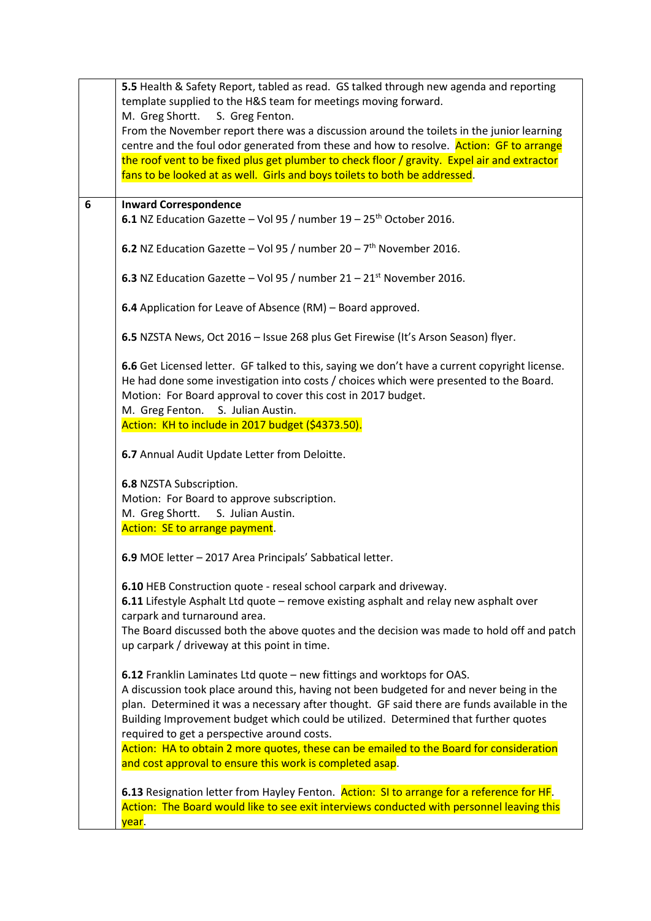| | |
|---|---|
| | **5.5** Health & Safety Report, tabled as read. GS talked through new agenda and reporting template supplied to the H&S team for meetings moving forward.<br>M. Greg Shortt. S. Greg Fenton.<br>From the November report there was a discussion around the toilets in the junior learning centre and the foul odor generated from these and how to resolve. Action: GF to arrange the roof vent to be fixed plus get plumber to check floor / gravity. Expel air and extractor fans to be looked at as well. Girls and boys toilets to both be addressed. |
| 6 | **Inward Correspondence**<br>**6.1** NZ Education Gazette – Vol 95 / number 19 – 25th October 2016.<br><br>**6.2** NZ Education Gazette – Vol 95 / number 20 – 7th November 2016.<br><br>**6.3** NZ Education Gazette – Vol 95 / number 21 – 21st November 2016.<br><br>**6.4** Application for Leave of Absence (RM) – Board approved.<br><br>**6.5** NZSTA News, Oct 2016 – Issue 268 plus Get Firewise (It's Arson Season) flyer.<br><br>**6.6** Get Licensed letter. GF talked to this, saying we don't have a current copyright license. He had done some investigation into costs / choices which were presented to the Board.<br>Motion: For Board approval to cover this cost in 2017 budget.<br>M. Greg Fenton. S. Julian Austin.<br>Action: KH to include in 2017 budget ($4373.50).<br><br>**6.7** Annual Audit Update Letter from Deloitte.<br><br>**6.8** NZSTA Subscription.<br>Motion: For Board to approve subscription.<br>M. Greg Shortt. S. Julian Austin.<br>Action: SE to arrange payment.<br><br>**6.9** MOE letter – 2017 Area Principals' Sabbatical letter.<br><br>**6.10** HEB Construction quote - reseal school carpark and driveway.<br>**6.11** Lifestyle Asphalt Ltd quote – remove existing asphalt and relay new asphalt over carpark and turnaround area.<br>The Board discussed both the above quotes and the decision was made to hold off and patch up carpark / driveway at this point in time.<br><br>**6.12** Franklin Laminates Ltd quote – new fittings and worktops for OAS.<br>A discussion took place around this, having not been budgeted for and never being in the plan. Determined it was a necessary after thought. GF said there are funds available in the Building Improvement budget which could be utilized. Determined that further quotes required to get a perspective around costs.<br>Action: HA to obtain 2 more quotes, these can be emailed to the Board for consideration and cost approval to ensure this work is completed asap.<br><br>**6.13** Resignation letter from Hayley Fenton. Action: SI to arrange for a reference for HF. Action: The Board would like to see exit interviews conducted with personnel leaving this year. |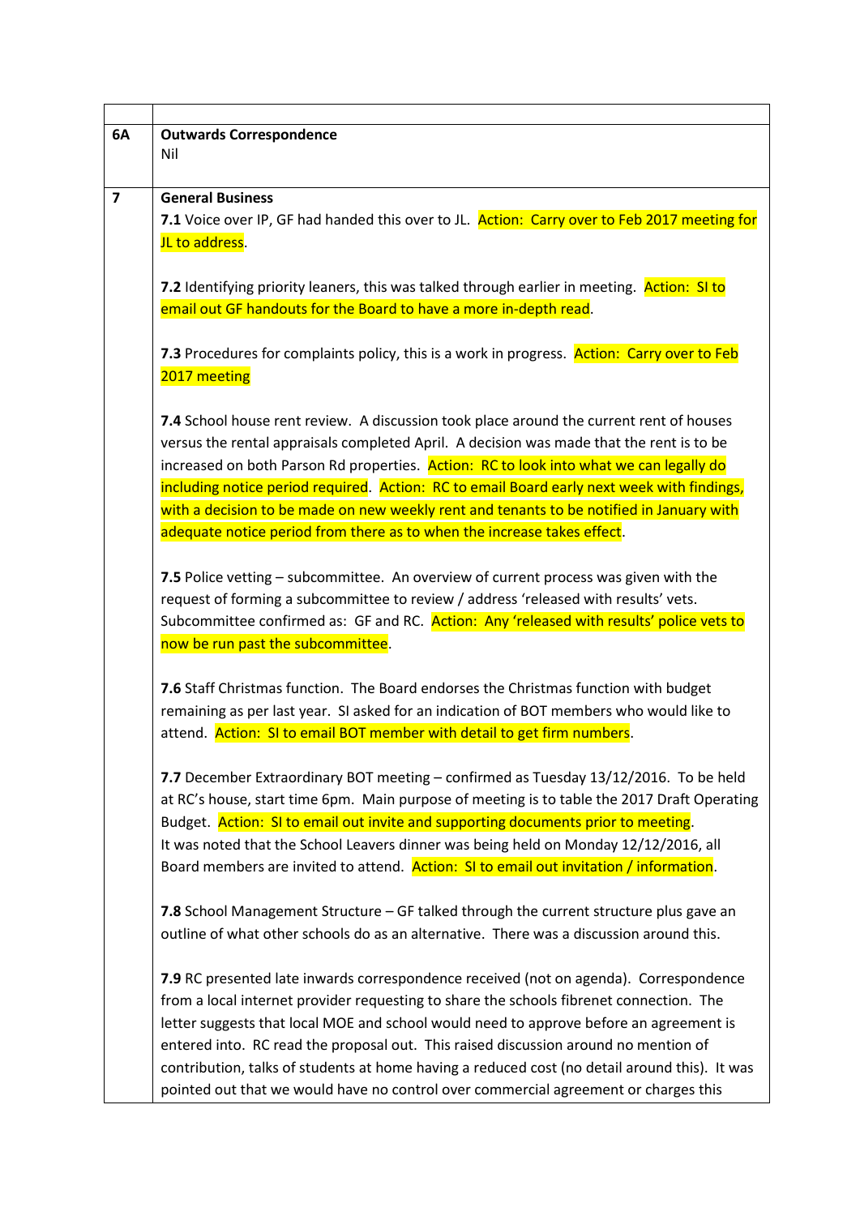| | |
|---|---|
| **6A** | **Outwards Correspondence**<br>Nil |
| **7** | **General Business**<br>**7.1** Voice over IP, GF had handed this over to JL. Action: Carry over to Feb 2017 meeting for JL to address.<br><br>**7.2** Identifying priority leaners, this was talked through earlier in meeting. Action: SI to email out GF handouts for the Board to have a more in-depth read.<br><br>**7.3** Procedures for complaints policy, this is a work in progress. Action: Carry over to Feb 2017 meeting<br><br>**7.4** School house rent review. A discussion took place around the current rent of houses versus the rental appraisals completed April. A decision was made that the rent is to be increased on both Parson Rd properties. Action: RC to look into what we can legally do including notice period required. Action: RC to email Board early next week with findings, with a decision to be made on new weekly rent and tenants to be notified in January with adequate notice period from there as to when the increase takes effect.<br><br>**7.5** Police vetting – subcommittee. An overview of current process was given with the request of forming a subcommittee to review / address 'released with results' vets. Subcommittee confirmed as: GF and RC. Action: Any 'released with results' police vets to now be run past the subcommittee.<br><br>**7.6** Staff Christmas function. The Board endorses the Christmas function with budget remaining as per last year. SI asked for an indication of BOT members who would like to attend. Action: SI to email BOT member with detail to get firm numbers.<br><br>**7.7** December Extraordinary BOT meeting – confirmed as Tuesday 13/12/2016. To be held at RC's house, start time 6pm. Main purpose of meeting is to table the 2017 Draft Operating Budget. Action: SI to email out invite and supporting documents prior to meeting.<br>It was noted that the School Leavers dinner was being held on Monday 12/12/2016, all Board members are invited to attend. Action: SI to email out invitation / information.<br><br>**7.8** School Management Structure – GF talked through the current structure plus gave an outline of what other schools do as an alternative. There was a discussion around this.<br><br>**7.9** RC presented late inwards correspondence received (not on agenda). Correspondence from a local internet provider requesting to share the schools fibrenet connection. The letter suggests that local MOE and school would need to approve before an agreement is entered into. RC read the proposal out. This raised discussion around no mention of contribution, talks of students at home having a reduced cost (no detail around this). It was pointed out that we would have no control over commercial agreement or charges this |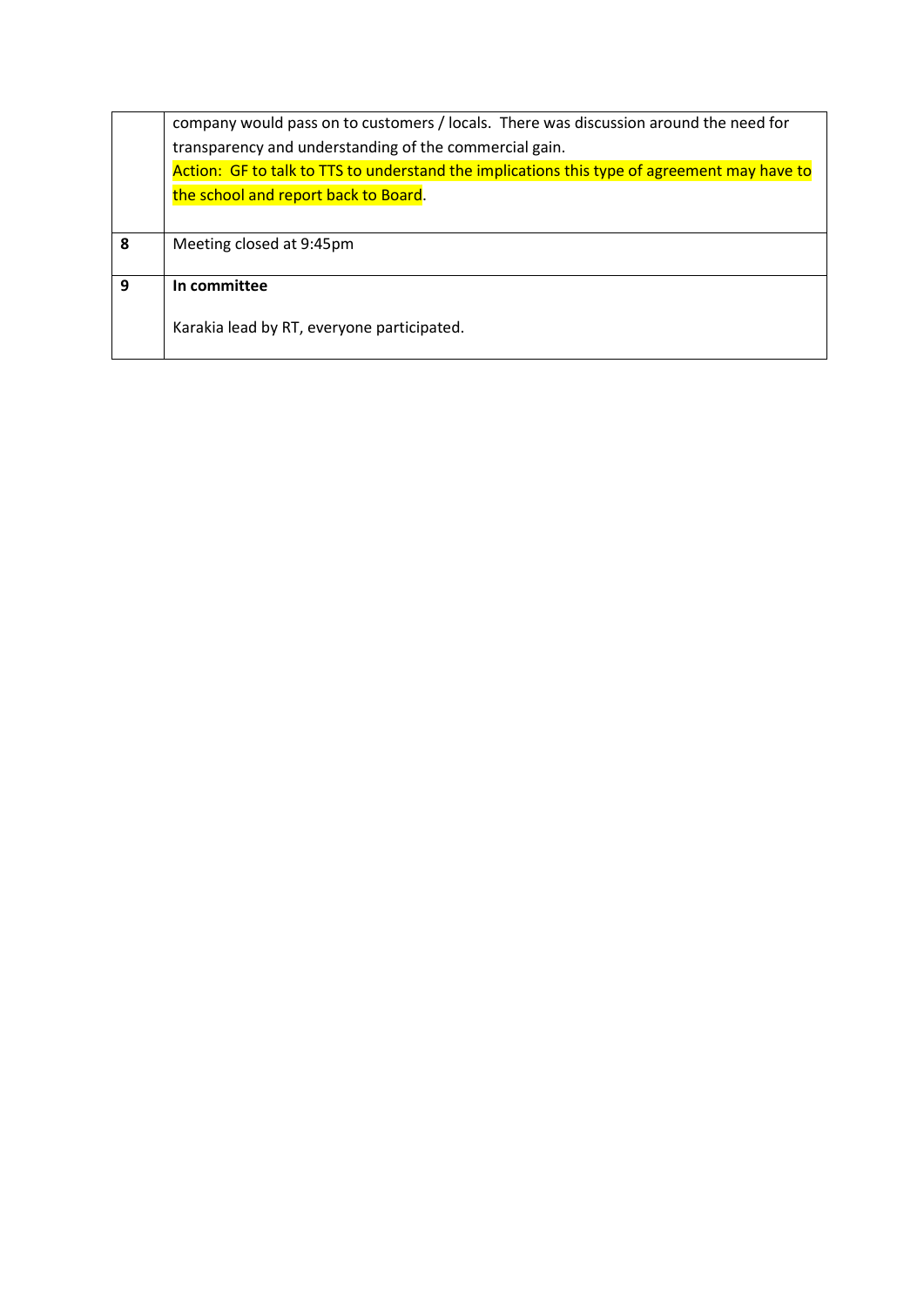| | |
|---|---|
| | company would pass on to customers / locals. There was discussion around the need for transparency and understanding of the commercial gain.<br>Action: GF to talk to TTS to understand the implications this type of agreement may have to the school and report back to Board. |
| **8** | Meeting closed at 9:45pm |
| **9** | **In committee**<br><br>Karakia lead by RT, everyone participated. |